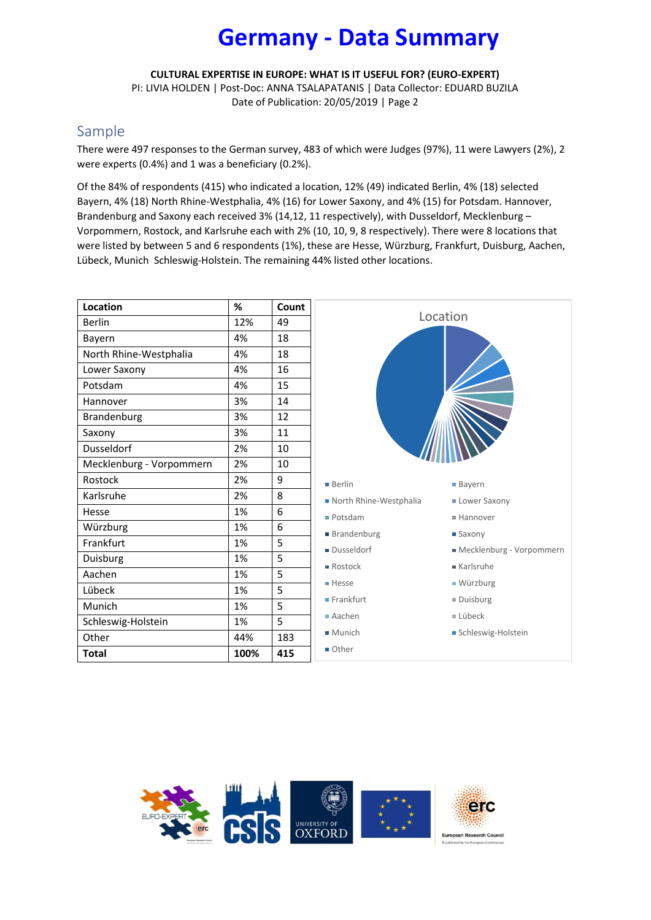# Germany - Data Summary

**CULTURAL EXPERTISE IN EUROPE: WHAT IS IT USEFUL FOR? (EURO-EXPERT)**
PI: LIVIA HOLDEN | Post-Doc: ANNA TSALAPATANIS | Data Collector: EDUARD BUZILA
Date of Publication: 20/05/2019 | Page 2

## Sample

There were 497 responses to the German survey, 483 of which were Judges (97%), 11 were Lawyers (2%), 2 were experts (0.4%) and 1 was a beneficiary (0.2%).

Of the 84% of respondents (415) who indicated a location, 12% (49) indicated Berlin, 4% (18) selected Bayern, 4% (18) North Rhine-Westphalia, 4% (16) for Lower Saxony, and 4% (15) for Potsdam. Hannover, Brandenburg and Saxony each received 3% (14,12, 11 respectively), with Dusseldorf, Mecklenburg – Vorpommern, Rostock, and Karlsruhe each with 2% (10, 10, 9, 8 respectively). There were 8 locations that were listed by between 5 and 6 respondents (1%), these are Hesse, Würzburg, Frankfurt, Duisburg, Aachen, Lübeck, Munich  Schleswig-Holstein. The remaining 44% listed other locations.

| Location | % | Count |
|---|---|---|
| Berlin | 12% | 49 |
| Bayern | 4% | 18 |
| North Rhine-Westphalia | 4% | 18 |
| Lower Saxony | 4% | 16 |
| Potsdam | 4% | 15 |
| Hannover | 3% | 14 |
| Brandenburg | 3% | 12 |
| Saxony | 3% | 11 |
| Dusseldorf | 2% | 10 |
| Mecklenburg - Vorpommern | 2% | 10 |
| Rostock | 2% | 9 |
| Karlsruhe | 2% | 8 |
| Hesse | 1% | 6 |
| Würzburg | 1% | 6 |
| Frankfurt | 1% | 5 |
| Duisburg | 1% | 5 |
| Aachen | 1% | 5 |
| Lübeck | 1% | 5 |
| Munich | 1% | 5 |
| Schleswig-Holstein | 1% | 5 |
| Other | 44% | 183 |
| **Total** | **100%** | **415** |

Location

Berlin, Bayern, North Rhine-Westphalia, Lower Saxony, Potsdam, Hannover, Brandenburg, Saxony, Dusseldorf, Mecklenburg - Vorpommern, Rostock, Karlsruhe, Hesse, Würzburg, Frankfurt, Duisburg, Aachen, Lübeck, Munich, Schleswig-Holstein, Other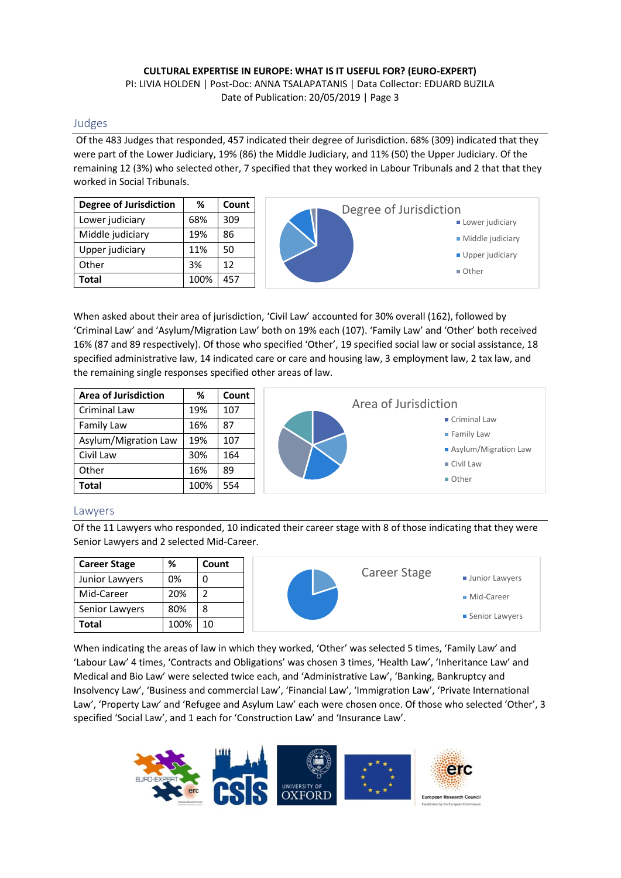## Judges

Of the 483 Judges that responded, 457 indicated their degree of Jurisdiction. 68% (309) indicated that they were part of the Lower Judiciary, 19% (86) the Middle Judiciary, and 11% (50) the Upper Judiciary. Of the remaining 12 (3%) who selected other, 7 specified that they worked in Labour Tribunals and 2 that that they worked in Social Tribunals.

| Degree of Jurisdiction | % | Count |
|---|---|---|
| Lower judiciary | 68% | 309 |
| Middle judiciary | 19% | 86 |
| Upper judiciary | 11% | 50 |
| Other | 3% | 12 |
| **Total** | 100% | 457 |

When asked about their area of jurisdiction, 'Civil Law' accounted for 30% overall (162), followed by 'Criminal Law' and 'Asylum/Migration Law' both on 19% each (107). 'Family Law' and 'Other' both received 16% (87 and 89 respectively). Of those who specified 'Other', 19 specified social law or social assistance, 18 specified administrative law, 14 indicated care or care and housing law, 3 employment law, 2 tax law, and the remaining single responses specified other areas of law.

| Area of Jurisdiction | % | Count |
|---|---|---|
| Criminal Law | 19% | 107 |
| Family Law | 16% | 87 |
| Asylum/Migration Law | 19% | 107 |
| Civil Law | 30% | 164 |
| Other | 16% | 89 |
| **Total** | 100% | 554 |

## Lawyers

Of the 11 Lawyers who responded, 10 indicated their career stage with 8 of those indicating that they were Senior Lawyers and 2 selected Mid-Career.

| Career Stage | % | Count |
|---|---|---|
| Junior Lawyers | 0% | 0 |
| Mid-Career | 20% | 2 |
| Senior Lawyers | 80% | 8 |
| **Total** | 100% | 10 |

When indicating the areas of law in which they worked, 'Other' was selected 5 times, 'Family Law' and 'Labour Law' 4 times, 'Contracts and Obligations' was chosen 3 times, 'Health Law', 'Inheritance Law' and Medical and Bio Law' were selected twice each, and 'Administrative Law', 'Banking, Bankruptcy and Insolvency Law', 'Business and commercial Law', 'Financial Law', 'Immigration Law', 'Private International Law', 'Property Law' and 'Refugee and Asylum Law' each were chosen once. Of those who selected 'Other', 3 specified 'Social Law', and 1 each for 'Construction Law' and 'Insurance Law'.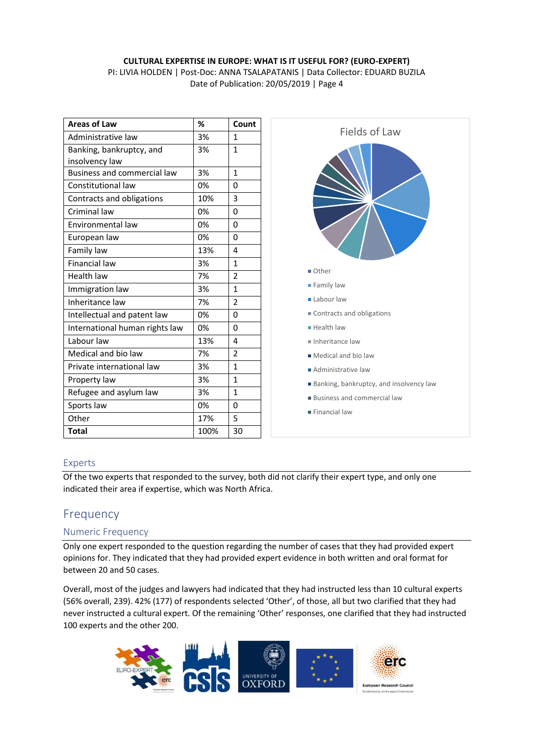| Areas of Law | % | Count |
|---|---|---|
| Administrative law | 3% | 1 |
| Banking, bankruptcy, and insolvency law | 3% | 1 |
| Business and commercial law | 3% | 1 |
| Constitutional law | 0% | 0 |
| Contracts and obligations | 10% | 3 |
| Criminal law | 0% | 0 |
| Environmental law | 0% | 0 |
| European law | 0% | 0 |
| Family law | 13% | 4 |
| Financial law | 3% | 1 |
| Health law | 7% | 2 |
| Immigration law | 3% | 1 |
| Inheritance law | 7% | 2 |
| Intellectual and patent law | 0% | 0 |
| International human rights law | 0% | 0 |
| Labour law | 13% | 4 |
| Medical and bio law | 7% | 2 |
| Private international law | 3% | 1 |
| Property law | 3% | 1 |
| Refugee and asylum law | 3% | 1 |
| Sports law | 0% | 0 |
| Other | 17% | 5 |
| **Total** | 100% | 30 |

Fields of Law

- Other
- Family law
- Labour law
- Contracts and obligations
- Health law
- Inheritance law
- Medical and bio law
- Administrative law
- Banking, bankruptcy, and insolvency law
- Business and commercial law
- Financial law

### Experts

Of the two experts that responded to the survey, both did not clarify their expert type, and only one indicated their area if expertise, which was North Africa.

## Frequency

### Numeric Frequency

Only one expert responded to the question regarding the number of cases that they had provided expert opinions for. They indicated that they had provided expert evidence in both written and oral format for between 20 and 50 cases.

Overall, most of the judges and lawyers had indicated that they had instructed less than 10 cultural experts (56% overall, 239). 42% (177) of respondents selected 'Other', of those, all but two clarified that they had never instructed a cultural expert. Of the remaining 'Other' responses, one clarified that they had instructed 100 experts and the other 200.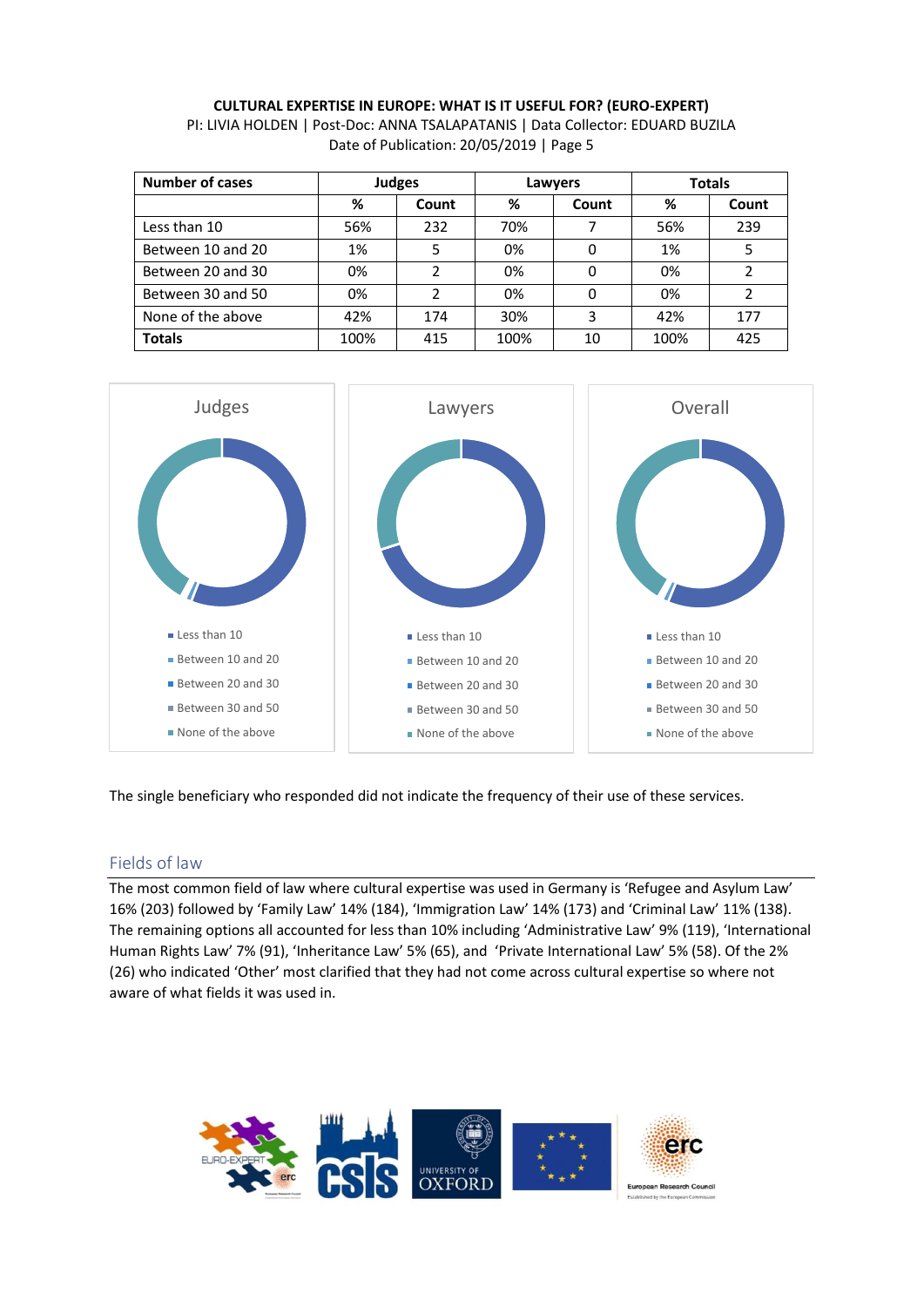| Number of cases | Judges | | Lawyers | | Totals | |
|---|---|---|---|---|---|---|
| | % | Count | % | Count | % | Count |
| Less than 10 | 56% | 232 | 70% | 7 | 56% | 239 |
| Between 10 and 20 | 1% | 5 | 0% | 0 | 1% | 5 |
| Between 20 and 30 | 0% | 2 | 0% | 0 | 0% | 2 |
| Between 30 and 50 | 0% | 2 | 0% | 0 | 0% | 2 |
| None of the above | 42% | 174 | 30% | 3 | 42% | 177 |
| **Totals** | 100% | 415 | 100% | 10 | 100% | 425 |

Judges

- Less than 10
- Between 10 and 20
- Between 20 and 30
- Between 30 and 50
- None of the above

Lawyers

- Less than 10
- Between 10 and 20
- Between 20 and 30
- Between 30 and 50
- None of the above

Overall

- Less than 10
- Between 10 and 20
- Between 20 and 30
- Between 30 and 50
- None of the above

The single beneficiary who responded did not indicate the frequency of their use of these services.

## Fields of law

The most common field of law where cultural expertise was used in Germany is 'Refugee and Asylum Law' 16% (203) followed by 'Family Law' 14% (184), 'Immigration Law' 14% (173) and 'Criminal Law' 11% (138). The remaining options all accounted for less than 10% including 'Administrative Law' 9% (119), 'International Human Rights Law' 7% (91), 'Inheritance Law' 5% (65), and 'Private International Law' 5% (58). Of the 2% (26) who indicated 'Other' most clarified that they had not come across cultural expertise so where not aware of what fields it was used in.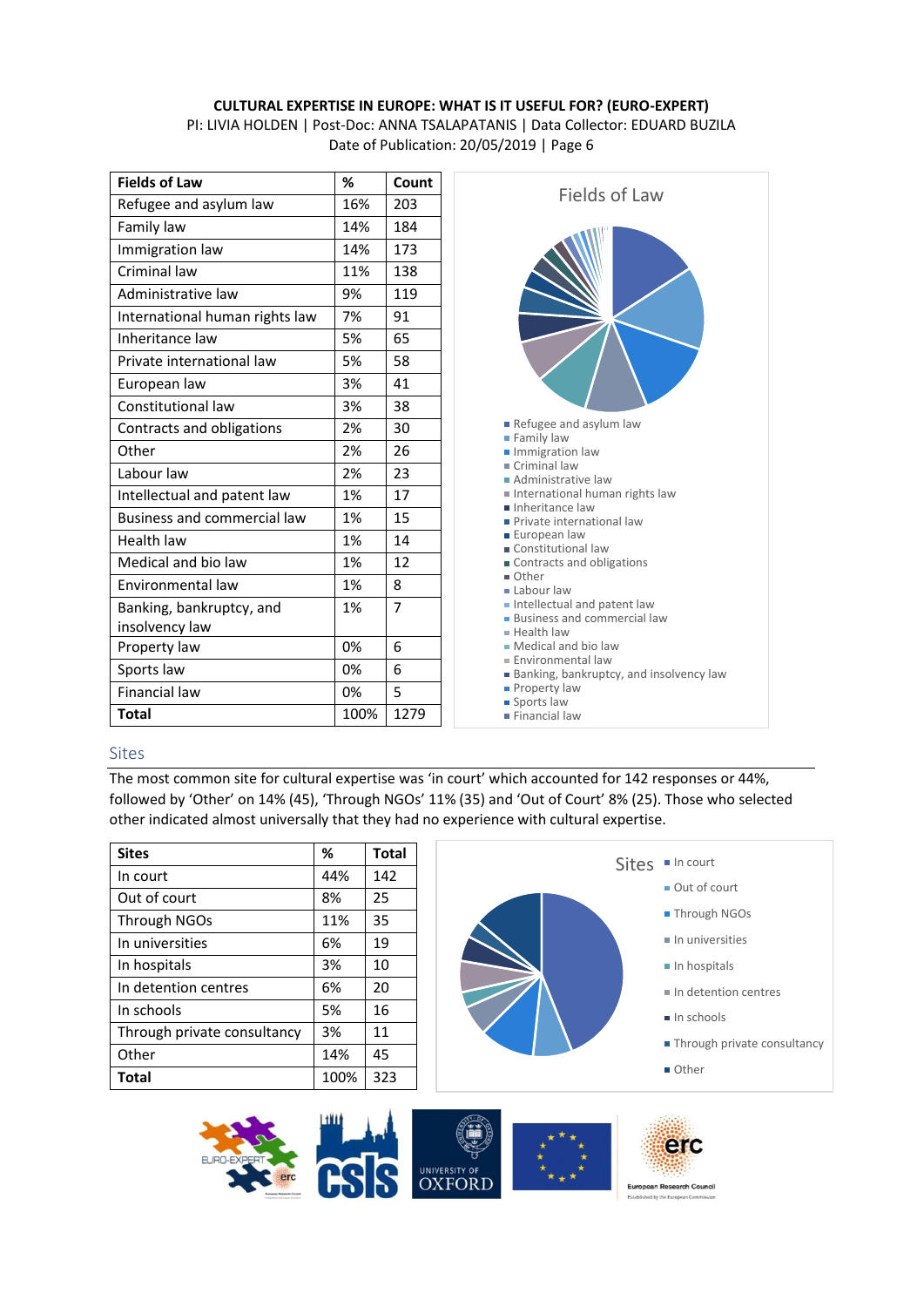| Fields of Law | % | Count |
|---|---|---|
| Refugee and asylum law | 16% | 203 |
| Family law | 14% | 184 |
| Immigration law | 14% | 173 |
| Criminal law | 11% | 138 |
| Administrative law | 9% | 119 |
| International human rights law | 7% | 91 |
| Inheritance law | 5% | 65 |
| Private international law | 5% | 58 |
| European law | 3% | 41 |
| Constitutional law | 3% | 38 |
| Contracts and obligations | 2% | 30 |
| Other | 2% | 26 |
| Labour law | 2% | 23 |
| Intellectual and patent law | 1% | 17 |
| Business and commercial law | 1% | 15 |
| Health law | 1% | 14 |
| Medical and bio law | 1% | 12 |
| Environmental law | 1% | 8 |
| Banking, bankruptcy, and insolvency law | 1% | 7 |
| Property law | 0% | 6 |
| Sports law | 0% | 6 |
| Financial law | 0% | 5 |
| **Total** | 100% | 1279 |

## Sites

The most common site for cultural expertise was 'in court' which accounted for 142 responses or 44%, followed by 'Other' on 14% (45), 'Through NGOs' 11% (35) and 'Out of Court' 8% (25). Those who selected other indicated almost universally that they had no experience with cultural expertise.

| Sites | % | Total |
|---|---|---|
| In court | 44% | 142 |
| Out of court | 8% | 25 |
| Through NGOs | 11% | 35 |
| In universities | 6% | 19 |
| In hospitals | 3% | 10 |
| In detention centres | 6% | 20 |
| In schools | 5% | 16 |
| Through private consultancy | 3% | 11 |
| Other | 14% | 45 |
| **Total** | 100% | 323 |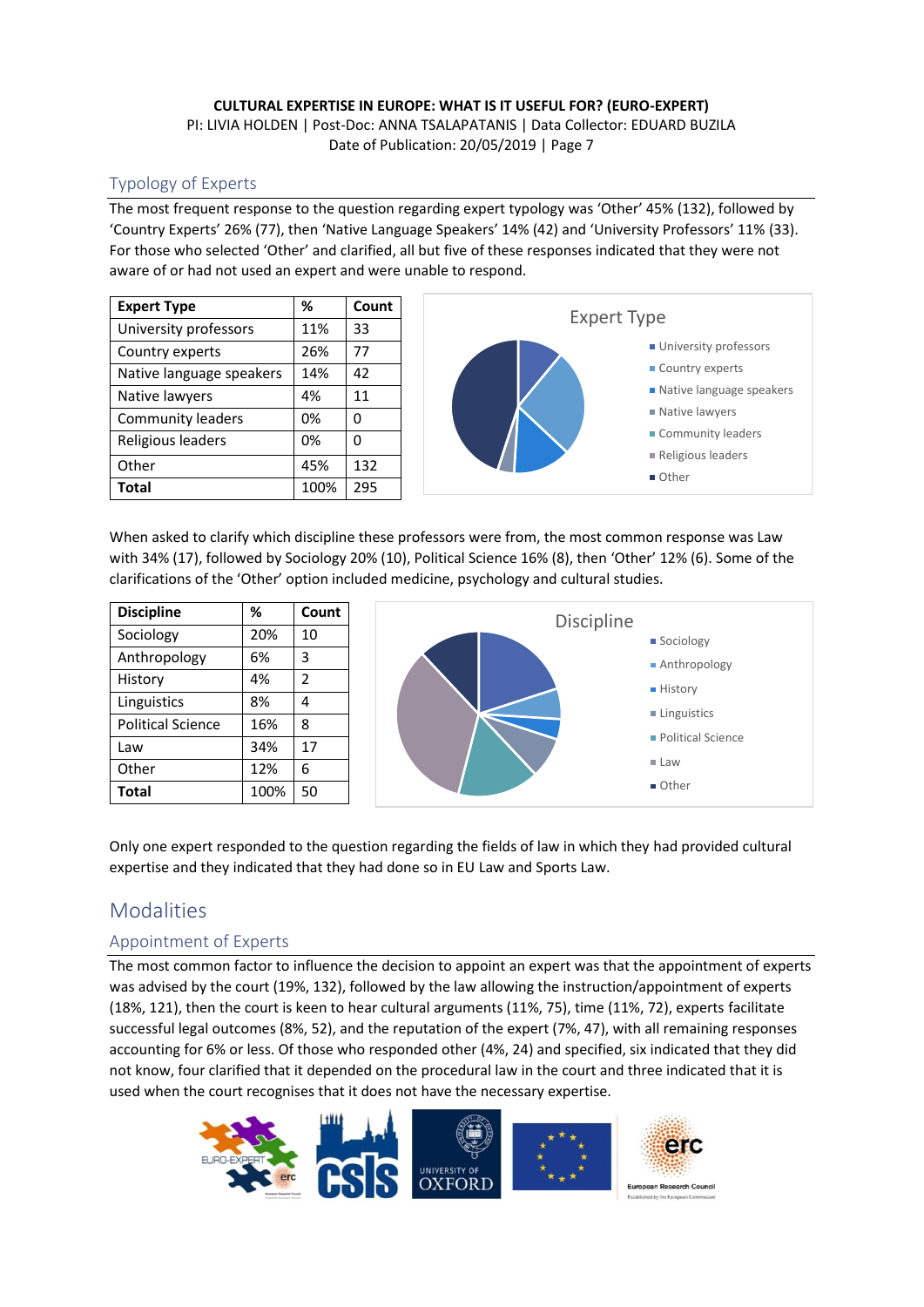## Typology of Experts

The most frequent response to the question regarding expert typology was 'Other' 45% (132), followed by 'Country Experts' 26% (77), then 'Native Language Speakers' 14% (42) and 'University Professors' 11% (33). For those who selected 'Other' and clarified, all but five of these responses indicated that they were not aware of or had not used an expert and were unable to respond.

| Expert Type | % | Count |
|---|---|---|
| University professors | 11% | 33 |
| Country experts | 26% | 77 |
| Native language speakers | 14% | 42 |
| Native lawyers | 4% | 11 |
| Community leaders | 0% | 0 |
| Religious leaders | 0% | 0 |
| Other | 45% | 132 |
| **Total** | 100% | 295 |

When asked to clarify which discipline these professors were from, the most common response was Law with 34% (17), followed by Sociology 20% (10), Political Science 16% (8), then 'Other' 12% (6). Some of the clarifications of the 'Other' option included medicine, psychology and cultural studies.

| Discipline | % | Count |
|---|---|---|
| Sociology | 20% | 10 |
| Anthropology | 6% | 3 |
| History | 4% | 2 |
| Linguistics | 8% | 4 |
| Political Science | 16% | 8 |
| Law | 34% | 17 |
| Other | 12% | 6 |
| **Total** | 100% | 50 |

Only one expert responded to the question regarding the fields of law in which they had provided cultural expertise and they indicated that they had done so in EU Law and Sports Law.

# Modalities

## Appointment of Experts

The most common factor to influence the decision to appoint an expert was that the appointment of experts was advised by the court (19%, 132), followed by the law allowing the instruction/appointment of experts (18%, 121), then the court is keen to hear cultural arguments (11%, 75), time (11%, 72), experts facilitate successful legal outcomes (8%, 52), and the reputation of the expert (7%, 47), with all remaining responses accounting for 6% or less. Of those who responded other (4%, 24) and specified, six indicated that they did not know, four clarified that it depended on the procedural law in the court and three indicated that it is used when the court recognises that it does not have the necessary expertise.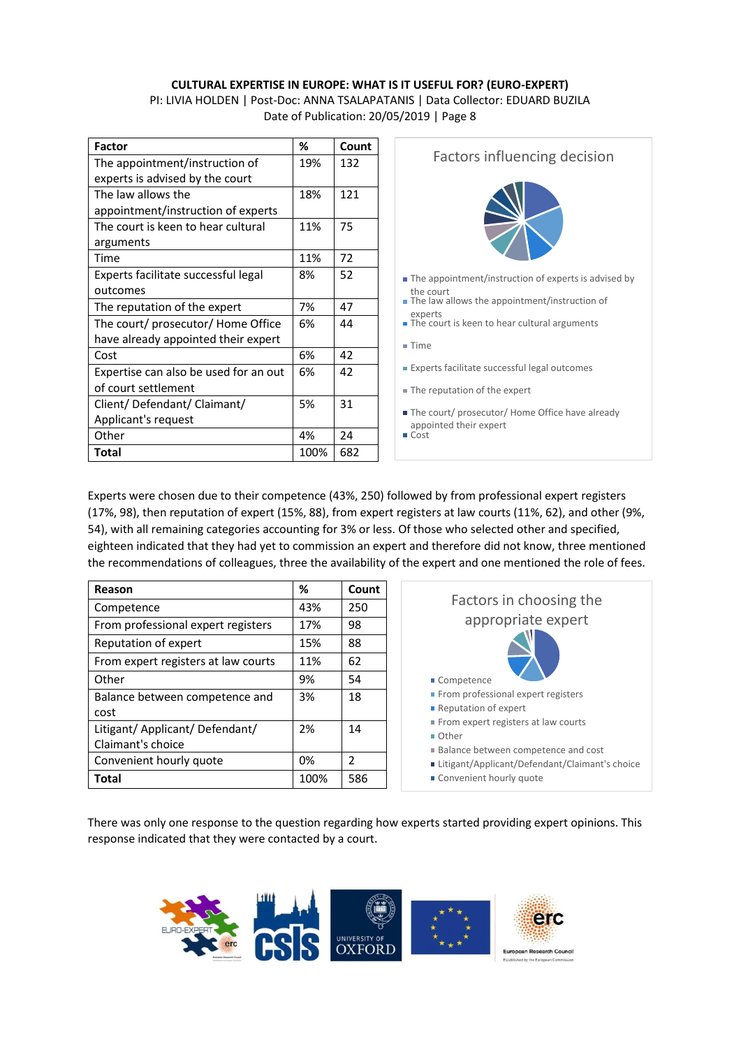| Factor | % | Count |
|---|---|---|
| The appointment/instruction of experts is advised by the court | 19% | 132 |
| The law allows the appointment/instruction of experts | 18% | 121 |
| The court is keen to hear cultural arguments | 11% | 75 |
| Time | 11% | 72 |
| Experts facilitate successful legal outcomes | 8% | 52 |
| The reputation of the expert | 7% | 47 |
| The court/ prosecutor/ Home Office have already appointed their expert | 6% | 44 |
| Cost | 6% | 42 |
| Expertise can also be used for an out of court settlement | 6% | 42 |
| Client/ Defendant/ Claimant/ Applicant's request | 5% | 31 |
| Other | 4% | 24 |
| **Total** | 100% | 682 |

Factors influencing decision

- The appointment/instruction of experts is advised by the court
- The law allows the appointment/instruction of experts
- The court is keen to hear cultural arguments
- Time
- Experts facilitate successful legal outcomes
- The reputation of the expert
- The court/ prosecutor/ Home Office have already appointed their expert
- Cost

Experts were chosen due to their competence (43%, 250) followed by from professional expert registers (17%, 98), then reputation of expert (15%, 88), from expert registers at law courts (11%, 62), and other (9%, 54), with all remaining categories accounting for 3% or less. Of those who selected other and specified, eighteen indicated that they had yet to commission an expert and therefore did not know, three mentioned the recommendations of colleagues, three the availability of the expert and one mentioned the role of fees.

| Reason | % | Count |
|---|---|---|
| Competence | 43% | 250 |
| From professional expert registers | 17% | 98 |
| Reputation of expert | 15% | 88 |
| From expert registers at law courts | 11% | 62 |
| Other | 9% | 54 |
| Balance between competence and cost | 3% | 18 |
| Litigant/ Applicant/ Defendant/ Claimant's choice | 2% | 14 |
| Convenient hourly quote | 0% | 2 |
| **Total** | 100% | 586 |

Factors in choosing the appropriate expert

- Competence
- From professional expert registers
- Reputation of expert
- From expert registers at law courts
- Other
- Balance between competence and cost
- Litigant/Applicant/Defendant/Claimant's choice
- Convenient hourly quote

There was only one response to the question regarding how experts started providing expert opinions. This response indicated that they were contacted by a court.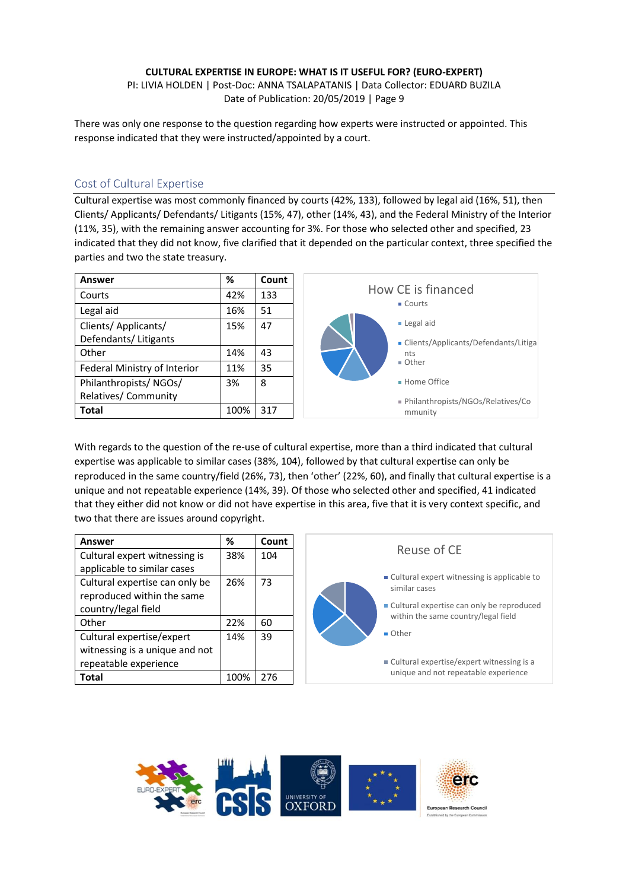There was only one response to the question regarding how experts were instructed or appointed. This response indicated that they were instructed/appointed by a court.

## Cost of Cultural Expertise

Cultural expertise was most commonly financed by courts (42%, 133), followed by legal aid (16%, 51), then Clients/ Applicants/ Defendants/ Litigants (15%, 47), other (14%, 43), and the Federal Ministry of the Interior (11%, 35), with the remaining answer accounting for 3%. For those who selected other and specified, 23 indicated that they did not know, five clarified that it depended on the particular context, three specified the parties and two the state treasury.

| Answer | % | Count |
|---|---|---|
| Courts | 42% | 133 |
| Legal aid | 16% | 51 |
| Clients/ Applicants/ Defendants/ Litigants | 15% | 47 |
| Other | 14% | 43 |
| Federal Ministry of Interior | 11% | 35 |
| Philanthropists/ NGOs/ Relatives/ Community | 3% | 8 |
| **Total** | 100% | 317 |

How CE is financed

- Courts
- Legal aid
- Clients/Applicants/Defendants/Litigants
- Other
- Home Office
- Philanthropists/NGOs/Relatives/Community

With regards to the question of the re-use of cultural expertise, more than a third indicated that cultural expertise was applicable to similar cases (38%, 104), followed by that cultural expertise can only be reproduced in the same country/field (26%, 73), then 'other' (22%, 60), and finally that cultural expertise is a unique and not repeatable experience (14%, 39). Of those who selected other and specified, 41 indicated that they either did not know or did not have expertise in this area, five that it is very context specific, and two that there are issues around copyright.

| Answer | % | Count |
|---|---|---|
| Cultural expert witnessing is applicable to similar cases | 38% | 104 |
| Cultural expertise can only be reproduced within the same country/legal field | 26% | 73 |
| Other | 22% | 60 |
| Cultural expertise/expert witnessing is a unique and not repeatable experience | 14% | 39 |
| **Total** | 100% | 276 |

Reuse of CE

- Cultural expert witnessing is applicable to similar cases
- Cultural expertise can only be reproduced within the same country/legal field
- Other
- Cultural expertise/expert witnessing is a unique and not repeatable experience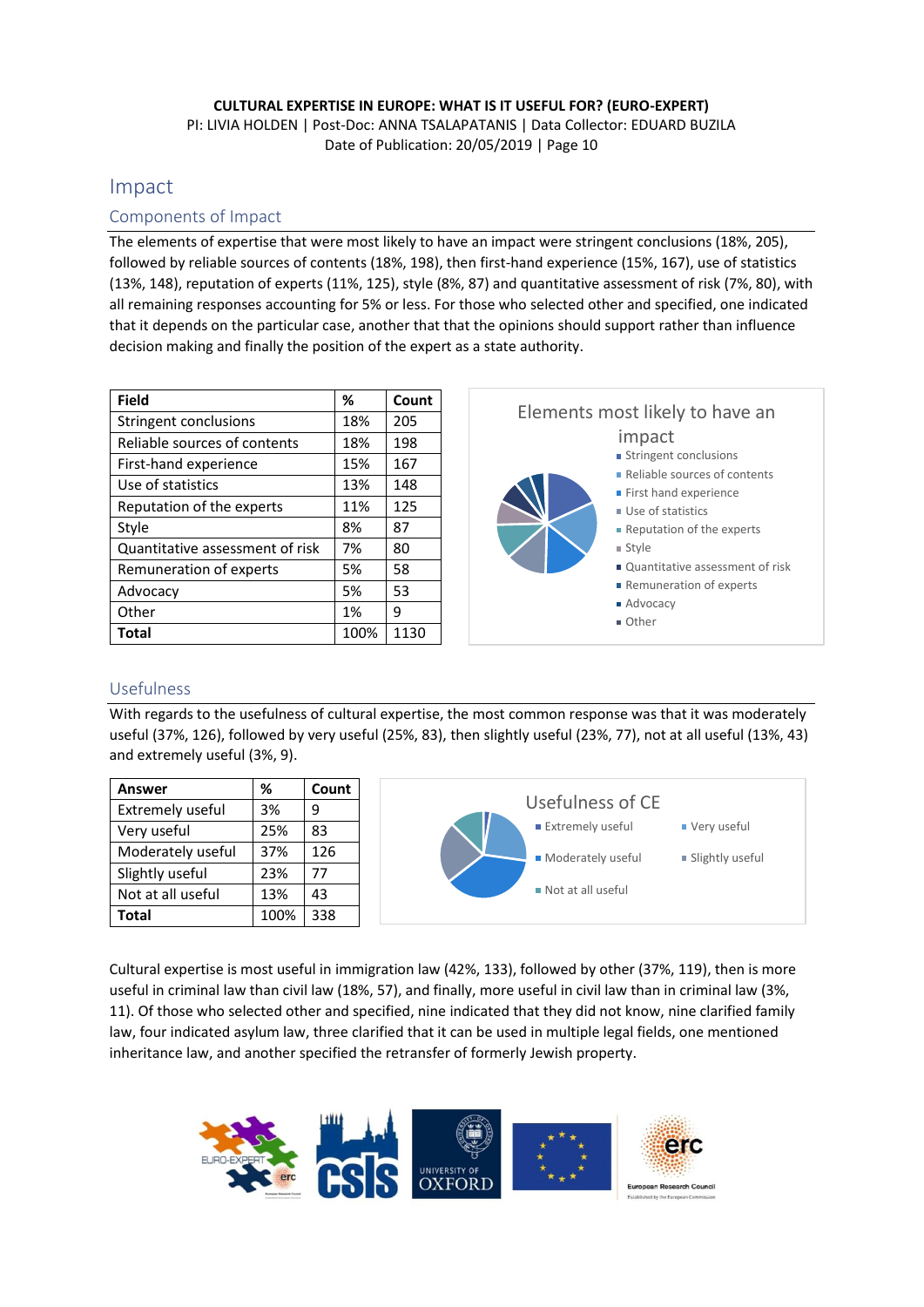# Impact

## Components of Impact

The elements of expertise that were most likely to have an impact were stringent conclusions (18%, 205), followed by reliable sources of contents (18%, 198), then first-hand experience (15%, 167), use of statistics (13%, 148), reputation of experts (11%, 125), style (8%, 87) and quantitative assessment of risk (7%, 80), with all remaining responses accounting for 5% or less. For those who selected other and specified, one indicated that it depends on the particular case, another that that the opinions should support rather than influence decision making and finally the position of the expert as a state authority.

| Field | % | Count |
|---|---|---|
| Stringent conclusions | 18% | 205 |
| Reliable sources of contents | 18% | 198 |
| First-hand experience | 15% | 167 |
| Use of statistics | 13% | 148 |
| Reputation of the experts | 11% | 125 |
| Style | 8% | 87 |
| Quantitative assessment of risk | 7% | 80 |
| Remuneration of experts | 5% | 58 |
| Advocacy | 5% | 53 |
| Other | 1% | 9 |
| **Total** | 100% | 1130 |

Elements most likely to have an impact

- Stringent conclusions
- Reliable sources of contents
- First hand experience
- Use of statistics
- Reputation of the experts
- Style
- Quantitative assessment of risk
- Remuneration of experts
- Advocacy
- Other

## Usefulness

With regards to the usefulness of cultural expertise, the most common response was that it was moderately useful (37%, 126), followed by very useful (25%, 83), then slightly useful (23%, 77), not at all useful (13%, 43) and extremely useful (3%, 9).

| Answer | % | Count |
|---|---|---|
| Extremely useful | 3% | 9 |
| Very useful | 25% | 83 |
| Moderately useful | 37% | 126 |
| Slightly useful | 23% | 77 |
| Not at all useful | 13% | 43 |
| **Total** | 100% | 338 |

Usefulness of CE

- Extremely useful
- Very useful
- Moderately useful
- Slightly useful
- Not at all useful

Cultural expertise is most useful in immigration law (42%, 133), followed by other (37%, 119), then is more useful in criminal law than civil law (18%, 57), and finally, more useful in civil law than in criminal law (3%, 11). Of those who selected other and specified, nine indicated that they did not know, nine clarified family law, four indicated asylum law, three clarified that it can be used in multiple legal fields, one mentioned inheritance law, and another specified the retransfer of formerly Jewish property.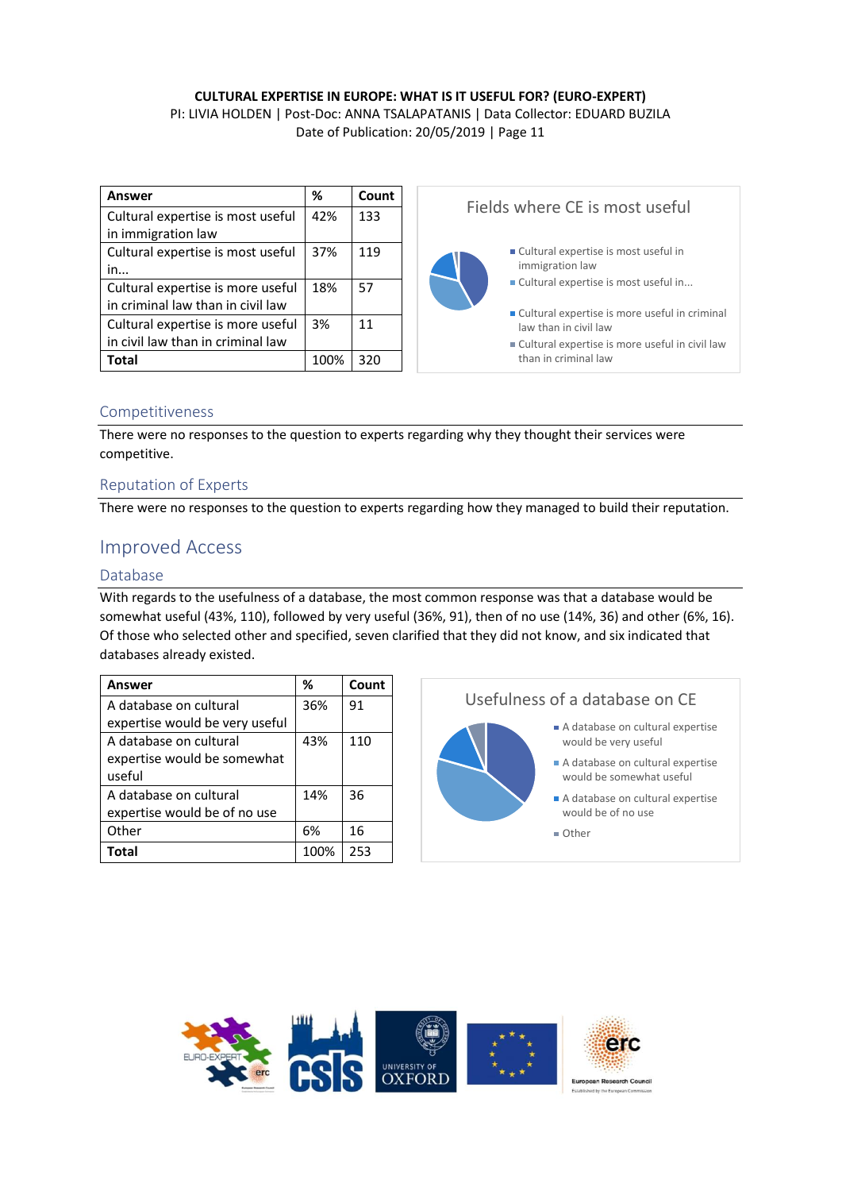| Answer | % | Count |
|---|---|---|
| Cultural expertise is most useful in immigration law | 42% | 133 |
| Cultural expertise is most useful in... | 37% | 119 |
| Cultural expertise is more useful in criminal law than in civil law | 18% | 57 |
| Cultural expertise is more useful in civil law than in criminal law | 3% | 11 |
| **Total** | 100% | 320 |

Fields where CE is most useful

- Cultural expertise is most useful in immigration law
- Cultural expertise is most useful in...
- Cultural expertise is more useful in criminal law than in civil law
- Cultural expertise is more useful in civil law than in criminal law

### Competitiveness

There were no responses to the question to experts regarding why they thought their services were competitive.

### Reputation of Experts

There were no responses to the question to experts regarding how they managed to build their reputation.

## Improved Access

### Database

With regards to the usefulness of a database, the most common response was that a database would be somewhat useful (43%, 110), followed by very useful (36%, 91), then of no use (14%, 36) and other (6%, 16). Of those who selected other and specified, seven clarified that they did not know, and six indicated that databases already existed.

| Answer | % | Count |
|---|---|---|
| A database on cultural expertise would be very useful | 36% | 91 |
| A database on cultural expertise would be somewhat useful | 43% | 110 |
| A database on cultural expertise would be of no use | 14% | 36 |
| Other | 6% | 16 |
| **Total** | 100% | 253 |

Usefulness of a database on CE

- A database on cultural expertise would be very useful
- A database on cultural expertise would be somewhat useful
- A database on cultural expertise would be of no use
- Other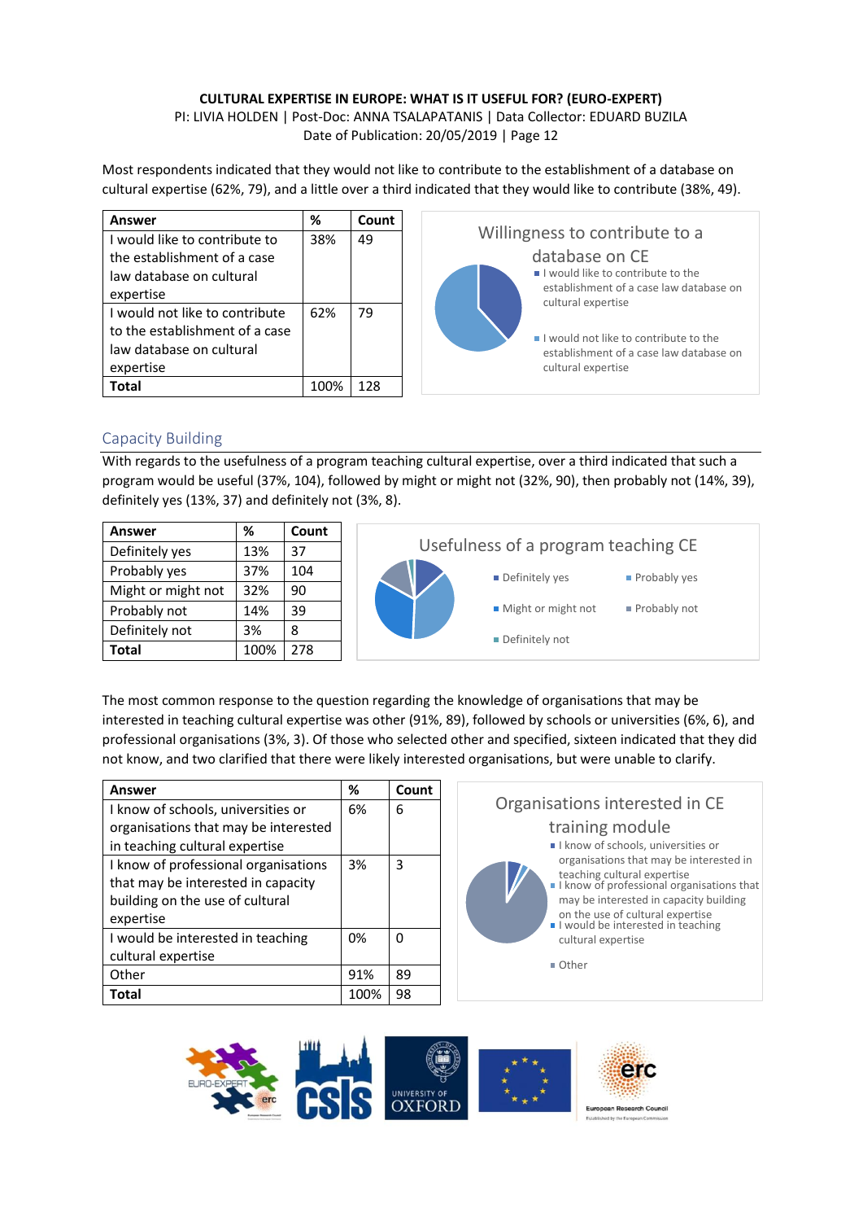Most respondents indicated that they would not like to contribute to the establishment of a database on cultural expertise (62%, 79), and a little over a third indicated that they would like to contribute (38%, 49).

| Answer | % | Count |
|---|---|---|
| I would like to contribute to the establishment of a case law database on cultural expertise | 38% | 49 |
| I would not like to contribute to the establishment of a case law database on cultural expertise | 62% | 79 |
| **Total** | 100% | 128 |

Willingness to contribute to a database on CE

I would like to contribute to the establishment of a case law database on cultural expertise

I would not like to contribute to the establishment of a case law database on cultural expertise

## Capacity Building

With regards to the usefulness of a program teaching cultural expertise, over a third indicated that such a program would be useful (37%, 104), followed by might or might not (32%, 90), then probably not (14%, 39), definitely yes (13%, 37) and definitely not (3%, 8).

| Answer | % | Count |
|---|---|---|
| Definitely yes | 13% | 37 |
| Probably yes | 37% | 104 |
| Might or might not | 32% | 90 |
| Probably not | 14% | 39 |
| Definitely not | 3% | 8 |
| **Total** | 100% | 278 |

Usefulness of a program teaching CE

Definitely yes

Probably yes

Might or might not

Probably not

Definitely not

The most common response to the question regarding the knowledge of organisations that may be interested in teaching cultural expertise was other (91%, 89), followed by schools or universities (6%, 6), and professional organisations (3%, 3). Of those who selected other and specified, sixteen indicated that they did not know, and two clarified that there were likely interested organisations, but were unable to clarify.

| Answer | % | Count |
|---|---|---|
| I know of schools, universities or organisations that may be interested in teaching cultural expertise | 6% | 6 |
| I know of professional organisations that may be interested in capacity building on the use of cultural expertise | 3% | 3 |
| I would be interested in teaching cultural expertise | 0% | 0 |
| Other | 91% | 89 |
| **Total** | 100% | 98 |

Organisations interested in CE training module

I know of schools, universities or organisations that may be interested in teaching cultural expertise

I know of professional organisations that may be interested in capacity building on the use of cultural expertise

I would be interested in teaching cultural expertise

Other